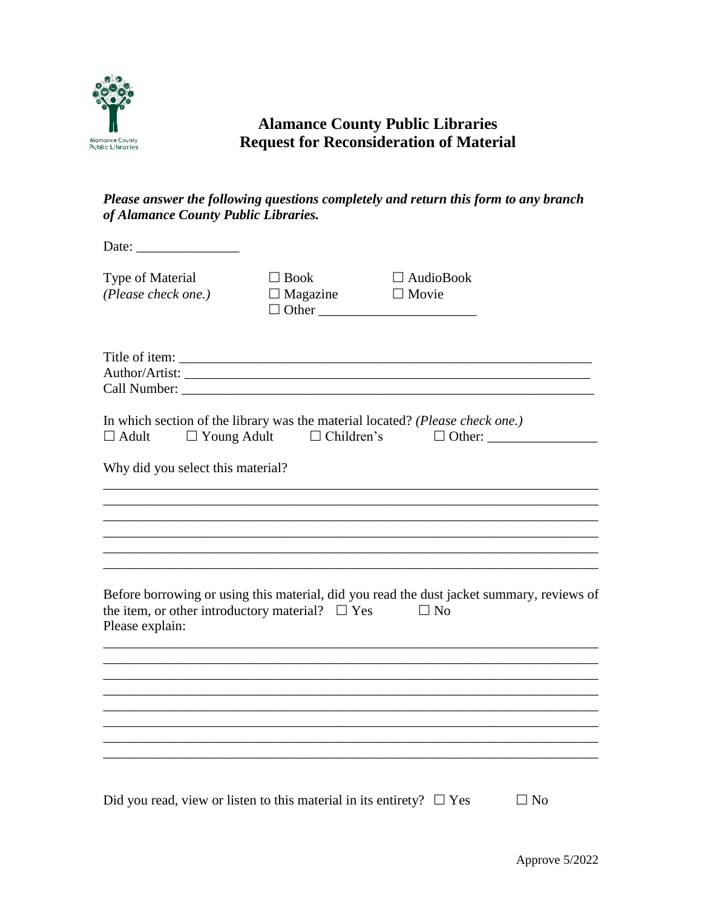# Alamance County Public Libraries
## Request for Reconsideration of Material

***Please answer the following questions completely and return this form to any branch of Alamance County Public Libraries.***

Date: _______________

Type of Material *(Please check one.)*

☐ Book ☐ AudioBook
☐ Magazine ☐ Movie
☐ Other ______________________

Title of item: ____________________________________________________________
Author/Artist: ____________________________________________________________
Call Number: _____________________________________________________________

In which section of the library was the material located? *(Please check one.)*
☐ Adult ☐ Young Adult ☐ Children's ☐ Other: _______________

Why did you select this material?

______________________________________________________________________
______________________________________________________________________
______________________________________________________________________
______________________________________________________________________
______________________________________________________________________
______________________________________________________________________

Before borrowing or using this material, did you read the dust jacket summary, reviews of the item, or other introductory material? ☐ Yes ☐ No
Please explain:

______________________________________________________________________
______________________________________________________________________
______________________________________________________________________
______________________________________________________________________
______________________________________________________________________
______________________________________________________________________
______________________________________________________________________
______________________________________________________________________

Did you read, view or listen to this material in its entirety? ☐ Yes ☐ No

Approve 5/2022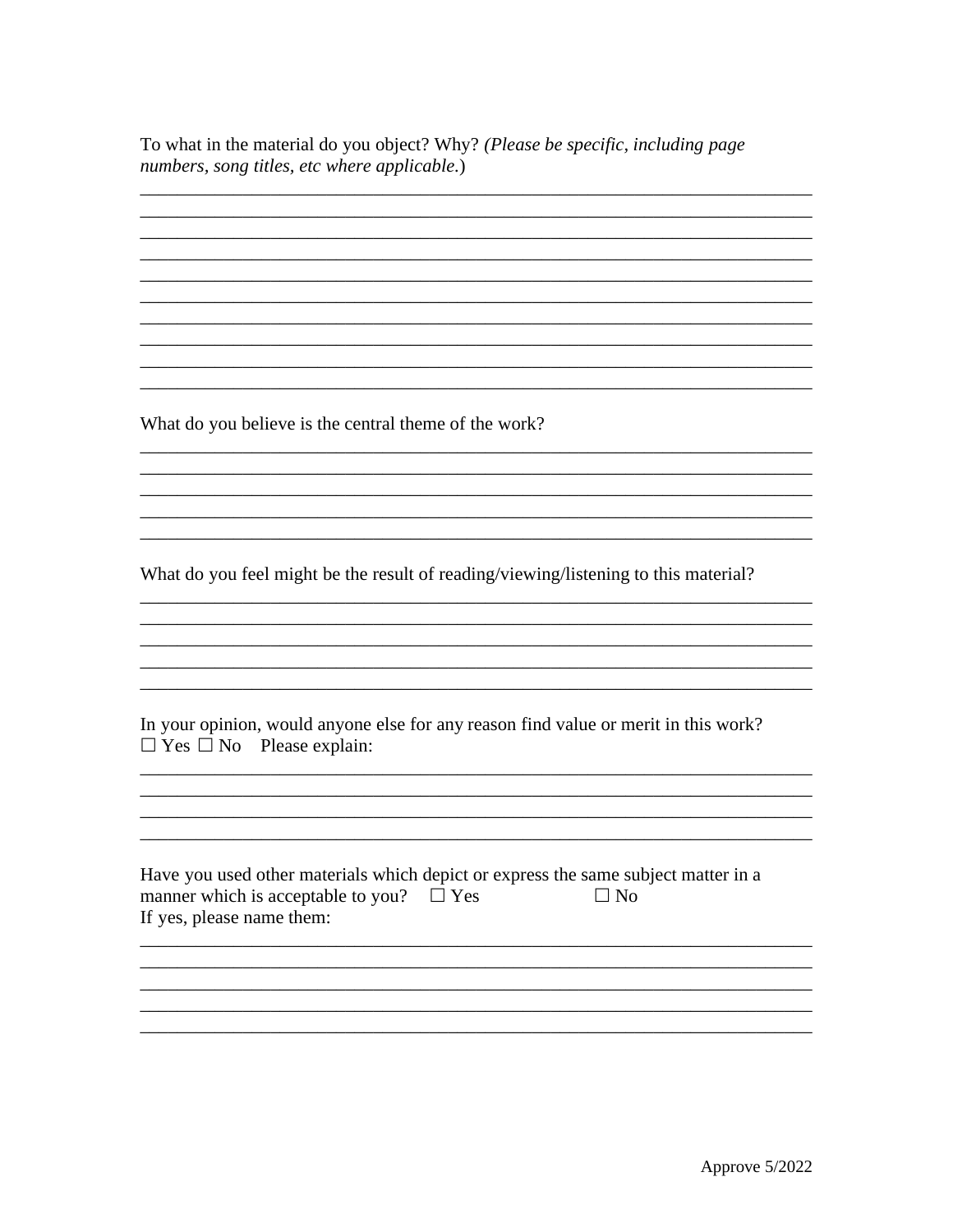To what in the material do you object? Why? *(Please be specific, including page numbers, song titles, etc where applicable.*)

\_\_\_\_\_\_\_\_\_\_\_\_\_\_\_\_\_\_\_\_\_\_\_\_\_\_\_\_\_\_\_\_\_\_\_\_\_\_\_\_\_\_\_\_\_\_\_\_\_\_\_\_\_\_\_\_\_\_\_\_\_\_\_\_\_\_\_\_\_\_

\_\_\_\_\_\_\_\_\_\_\_\_\_\_\_\_\_\_\_\_\_\_\_\_\_\_\_\_\_\_\_\_\_\_\_\_\_\_\_\_\_\_\_\_\_\_\_\_\_\_\_\_\_\_\_\_\_\_\_\_\_\_\_\_\_\_\_\_\_\_

\_\_\_\_\_\_\_\_\_\_\_\_\_\_\_\_\_\_\_\_\_\_\_\_\_\_\_\_\_\_\_\_\_\_\_\_\_\_\_\_\_\_\_\_\_\_\_\_\_\_\_\_\_\_\_\_\_\_\_\_\_\_\_\_\_\_\_\_\_\_

\_\_\_\_\_\_\_\_\_\_\_\_\_\_\_\_\_\_\_\_\_\_\_\_\_\_\_\_\_\_\_\_\_\_\_\_\_\_\_\_\_\_\_\_\_\_\_\_\_\_\_\_\_\_\_\_\_\_\_\_\_\_\_\_\_\_\_\_\_\_

\_\_\_\_\_\_\_\_\_\_\_\_\_\_\_\_\_\_\_\_\_\_\_\_\_\_\_\_\_\_\_\_\_\_\_\_\_\_\_\_\_\_\_\_\_\_\_\_\_\_\_\_\_\_\_\_\_\_\_\_\_\_\_\_\_\_\_\_\_\_

\_\_\_\_\_\_\_\_\_\_\_\_\_\_\_\_\_\_\_\_\_\_\_\_\_\_\_\_\_\_\_\_\_\_\_\_\_\_\_\_\_\_\_\_\_\_\_\_\_\_\_\_\_\_\_\_\_\_\_\_\_\_\_\_\_\_\_\_\_\_

\_\_\_\_\_\_\_\_\_\_\_\_\_\_\_\_\_\_\_\_\_\_\_\_\_\_\_\_\_\_\_\_\_\_\_\_\_\_\_\_\_\_\_\_\_\_\_\_\_\_\_\_\_\_\_\_\_\_\_\_\_\_\_\_\_\_\_\_\_\_

\_\_\_\_\_\_\_\_\_\_\_\_\_\_\_\_\_\_\_\_\_\_\_\_\_\_\_\_\_\_\_\_\_\_\_\_\_\_\_\_\_\_\_\_\_\_\_\_\_\_\_\_\_\_\_\_\_\_\_\_\_\_\_\_\_\_\_\_\_\_

\_\_\_\_\_\_\_\_\_\_\_\_\_\_\_\_\_\_\_\_\_\_\_\_\_\_\_\_\_\_\_\_\_\_\_\_\_\_\_\_\_\_\_\_\_\_\_\_\_\_\_\_\_\_\_\_\_\_\_\_\_\_\_\_\_\_\_\_\_\_

\_\_\_\_\_\_\_\_\_\_\_\_\_\_\_\_\_\_\_\_\_\_\_\_\_\_\_\_\_\_\_\_\_\_\_\_\_\_\_\_\_\_\_\_\_\_\_\_\_\_\_\_\_\_\_\_\_\_\_\_\_\_\_\_\_\_\_\_\_\_

What do you believe is the central theme of the work?

\_\_\_\_\_\_\_\_\_\_\_\_\_\_\_\_\_\_\_\_\_\_\_\_\_\_\_\_\_\_\_\_\_\_\_\_\_\_\_\_\_\_\_\_\_\_\_\_\_\_\_\_\_\_\_\_\_\_\_\_\_\_\_\_\_\_\_\_\_\_

\_\_\_\_\_\_\_\_\_\_\_\_\_\_\_\_\_\_\_\_\_\_\_\_\_\_\_\_\_\_\_\_\_\_\_\_\_\_\_\_\_\_\_\_\_\_\_\_\_\_\_\_\_\_\_\_\_\_\_\_\_\_\_\_\_\_\_\_\_\_

\_\_\_\_\_\_\_\_\_\_\_\_\_\_\_\_\_\_\_\_\_\_\_\_\_\_\_\_\_\_\_\_\_\_\_\_\_\_\_\_\_\_\_\_\_\_\_\_\_\_\_\_\_\_\_\_\_\_\_\_\_\_\_\_\_\_\_\_\_\_

\_\_\_\_\_\_\_\_\_\_\_\_\_\_\_\_\_\_\_\_\_\_\_\_\_\_\_\_\_\_\_\_\_\_\_\_\_\_\_\_\_\_\_\_\_\_\_\_\_\_\_\_\_\_\_\_\_\_\_\_\_\_\_\_\_\_\_\_\_\_

\_\_\_\_\_\_\_\_\_\_\_\_\_\_\_\_\_\_\_\_\_\_\_\_\_\_\_\_\_\_\_\_\_\_\_\_\_\_\_\_\_\_\_\_\_\_\_\_\_\_\_\_\_\_\_\_\_\_\_\_\_\_\_\_\_\_\_\_\_\_

What do you feel might be the result of reading/viewing/listening to this material?

\_\_\_\_\_\_\_\_\_\_\_\_\_\_\_\_\_\_\_\_\_\_\_\_\_\_\_\_\_\_\_\_\_\_\_\_\_\_\_\_\_\_\_\_\_\_\_\_\_\_\_\_\_\_\_\_\_\_\_\_\_\_\_\_\_\_\_\_\_\_

\_\_\_\_\_\_\_\_\_\_\_\_\_\_\_\_\_\_\_\_\_\_\_\_\_\_\_\_\_\_\_\_\_\_\_\_\_\_\_\_\_\_\_\_\_\_\_\_\_\_\_\_\_\_\_\_\_\_\_\_\_\_\_\_\_\_\_\_\_\_

\_\_\_\_\_\_\_\_\_\_\_\_\_\_\_\_\_\_\_\_\_\_\_\_\_\_\_\_\_\_\_\_\_\_\_\_\_\_\_\_\_\_\_\_\_\_\_\_\_\_\_\_\_\_\_\_\_\_\_\_\_\_\_\_\_\_\_\_\_\_

\_\_\_\_\_\_\_\_\_\_\_\_\_\_\_\_\_\_\_\_\_\_\_\_\_\_\_\_\_\_\_\_\_\_\_\_\_\_\_\_\_\_\_\_\_\_\_\_\_\_\_\_\_\_\_\_\_\_\_\_\_\_\_\_\_\_\_\_\_\_

\_\_\_\_\_\_\_\_\_\_\_\_\_\_\_\_\_\_\_\_\_\_\_\_\_\_\_\_\_\_\_\_\_\_\_\_\_\_\_\_\_\_\_\_\_\_\_\_\_\_\_\_\_\_\_\_\_\_\_\_\_\_\_\_\_\_\_\_\_\_

In your opinion, would anyone else for any reason find value or merit in this work?
☐ Yes ☐ No Please explain:

\_\_\_\_\_\_\_\_\_\_\_\_\_\_\_\_\_\_\_\_\_\_\_\_\_\_\_\_\_\_\_\_\_\_\_\_\_\_\_\_\_\_\_\_\_\_\_\_\_\_\_\_\_\_\_\_\_\_\_\_\_\_\_\_\_\_\_\_\_\_

\_\_\_\_\_\_\_\_\_\_\_\_\_\_\_\_\_\_\_\_\_\_\_\_\_\_\_\_\_\_\_\_\_\_\_\_\_\_\_\_\_\_\_\_\_\_\_\_\_\_\_\_\_\_\_\_\_\_\_\_\_\_\_\_\_\_\_\_\_\_

\_\_\_\_\_\_\_\_\_\_\_\_\_\_\_\_\_\_\_\_\_\_\_\_\_\_\_\_\_\_\_\_\_\_\_\_\_\_\_\_\_\_\_\_\_\_\_\_\_\_\_\_\_\_\_\_\_\_\_\_\_\_\_\_\_\_\_\_\_\_

\_\_\_\_\_\_\_\_\_\_\_\_\_\_\_\_\_\_\_\_\_\_\_\_\_\_\_\_\_\_\_\_\_\_\_\_\_\_\_\_\_\_\_\_\_\_\_\_\_\_\_\_\_\_\_\_\_\_\_\_\_\_\_\_\_\_\_\_\_\_

Have you used other materials which depict or express the same subject matter in a manner which is acceptable to you? ☐ Yes ☐ No
If yes, please name them:

\_\_\_\_\_\_\_\_\_\_\_\_\_\_\_\_\_\_\_\_\_\_\_\_\_\_\_\_\_\_\_\_\_\_\_\_\_\_\_\_\_\_\_\_\_\_\_\_\_\_\_\_\_\_\_\_\_\_\_\_\_\_\_\_\_\_\_\_\_\_

\_\_\_\_\_\_\_\_\_\_\_\_\_\_\_\_\_\_\_\_\_\_\_\_\_\_\_\_\_\_\_\_\_\_\_\_\_\_\_\_\_\_\_\_\_\_\_\_\_\_\_\_\_\_\_\_\_\_\_\_\_\_\_\_\_\_\_\_\_\_

\_\_\_\_\_\_\_\_\_\_\_\_\_\_\_\_\_\_\_\_\_\_\_\_\_\_\_\_\_\_\_\_\_\_\_\_\_\_\_\_\_\_\_\_\_\_\_\_\_\_\_\_\_\_\_\_\_\_\_\_\_\_\_\_\_\_\_\_\_\_

\_\_\_\_\_\_\_\_\_\_\_\_\_\_\_\_\_\_\_\_\_\_\_\_\_\_\_\_\_\_\_\_\_\_\_\_\_\_\_\_\_\_\_\_\_\_\_\_\_\_\_\_\_\_\_\_\_\_\_\_\_\_\_\_\_\_\_\_\_\_

\_\_\_\_\_\_\_\_\_\_\_\_\_\_\_\_\_\_\_\_\_\_\_\_\_\_\_\_\_\_\_\_\_\_\_\_\_\_\_\_\_\_\_\_\_\_\_\_\_\_\_\_\_\_\_\_\_\_\_\_\_\_\_\_\_\_\_\_\_\_

Approve 5/2022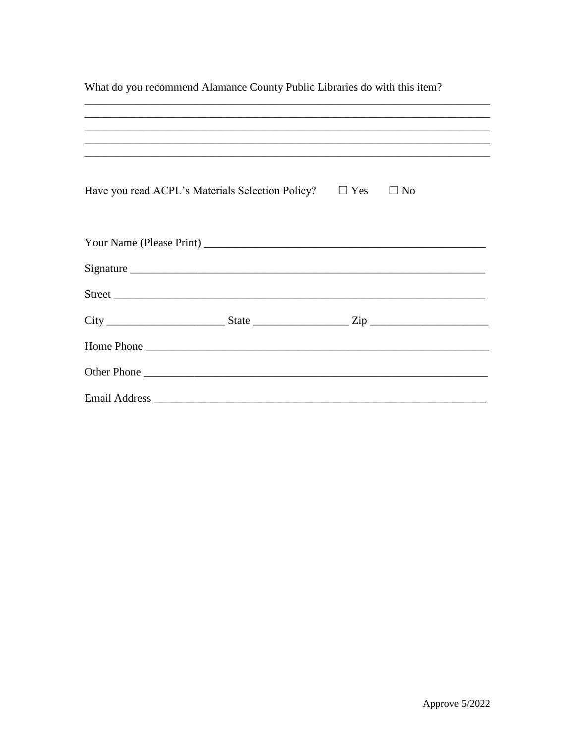What do you recommend Alamance County Public Libraries do with this item?

_______________________________________________________________________________

_______________________________________________________________________________

_______________________________________________________________________________

_______________________________________________________________________________

_______________________________________________________________________________

Have you read ACPL's Materials Selection Policy? ☐ Yes ☐ No

Your Name (Please Print) ______________________________________________________

Signature ______________________________________________________________________

Street _________________________________________________________________________

City _____________________ State _________________ Zip _____________________

Home Phone _____________________________________________________________

Other Phone _____________________________________________________________

Email Address ____________________________________________________________

Approve 5/2022